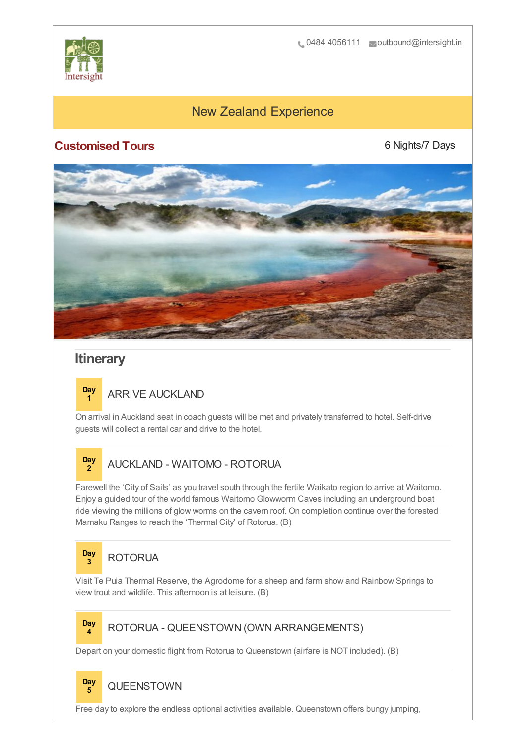Intersight

0484 4056111 outbound@intersight.in

# New Zealand Experience

**Customised Tours**

6 Nights/7 Days

## Itinerary

### Day 1 ARRIVE AUCKLAND

On arrival in Auckland seat in coach guests will be met and privately transferred to hotel. Self-drive guests will collect a rental car and drive to the hotel.

### Day 2 AUCKLAND - WAITOMO - ROTORUA

Farewell the 'City of Sails' as you travel south through the fertile Waikato region to arrive at Waitomo. Enjoy a guided tour of the world famous Waitomo Glowworm Caves including an underground boat ride viewing the millions of glow worms on the cavern roof. On completion continue over the forested Mamaku Ranges to reach the 'Thermal City' of Rotorua. (B)

### Day 3 ROTORUA

Visit Te Puia Thermal Reserve, the Agrodome for a sheep and farm show and Rainbow Springs to view trout and wildlife. This afternoon is at leisure. (B)

### Day 4 ROTORUA - QUEENSTOWN (OWN ARRANGEMENTS)

Depart on your domestic flight from Rotorua to Queenstown (airfare is NOT included). (B)

### Day 5 QUEENSTOWN

Free day to explore the endless optional activities available. Queenstown offers bungy jumping,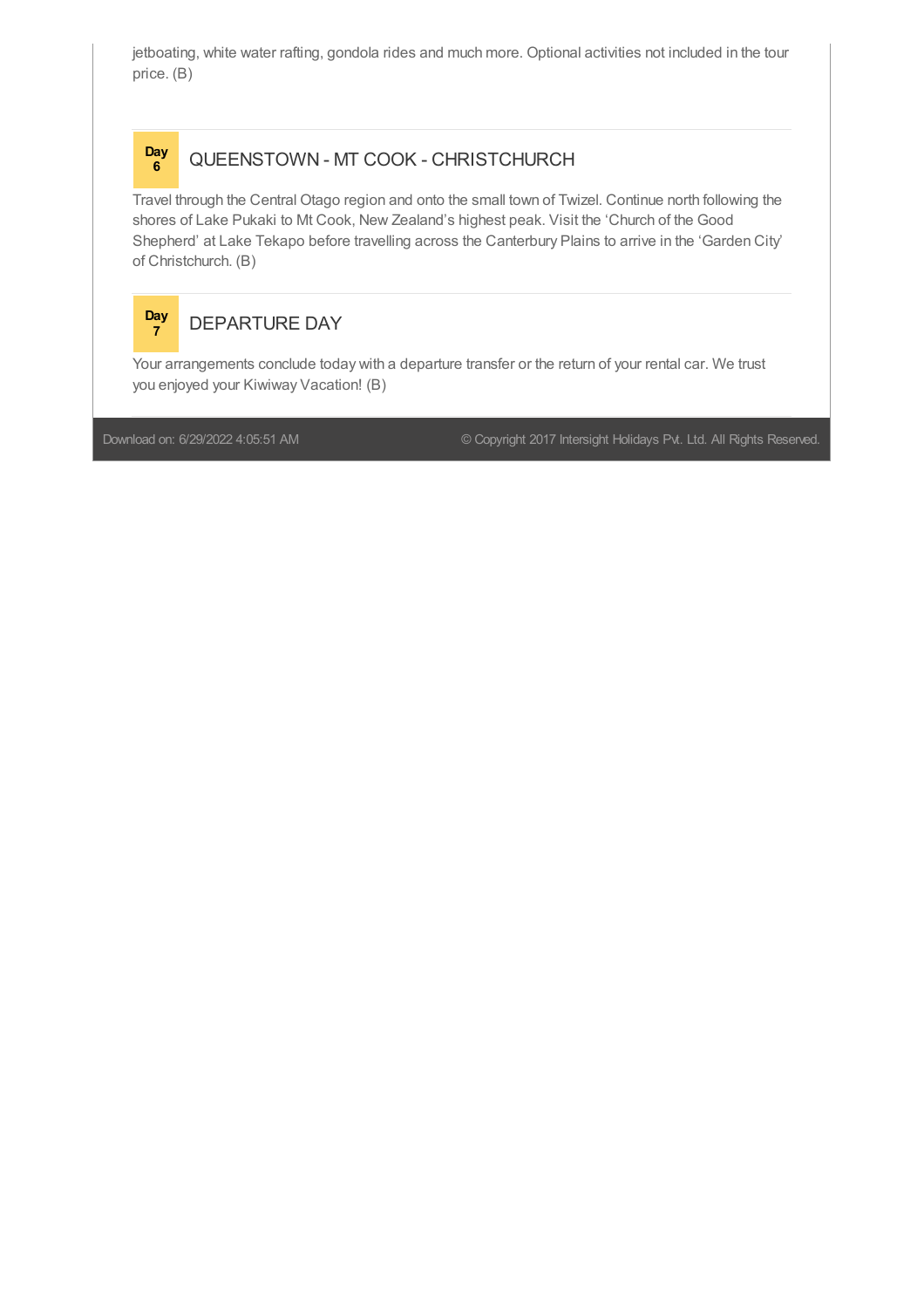jetboating, white water rafting, gondola rides and much more. Optional activities not included in the tour price. (B)

## Day 6 QUEENSTOWN - MT COOK - CHRISTCHURCH

Travel through the Central Otago region and onto the small town of Twizel. Continue north following the shores of Lake Pukaki to Mt Cook, New Zealand's highest peak. Visit the 'Church of the Good Shepherd' at Lake Tekapo before travelling across the Canterbury Plains to arrive in the 'Garden City' of Christchurch. (B)

## Day 7 DEPARTURE DAY

Your arrangements conclude today with a departure transfer or the return of your rental car. We trust you enjoyed your Kiwiway Vacation! (B)

Download on: 6/29/2022 4:05:51 AM

© Copyright 2017 Intersight Holidays Pvt. Ltd. All Rights Reserved.